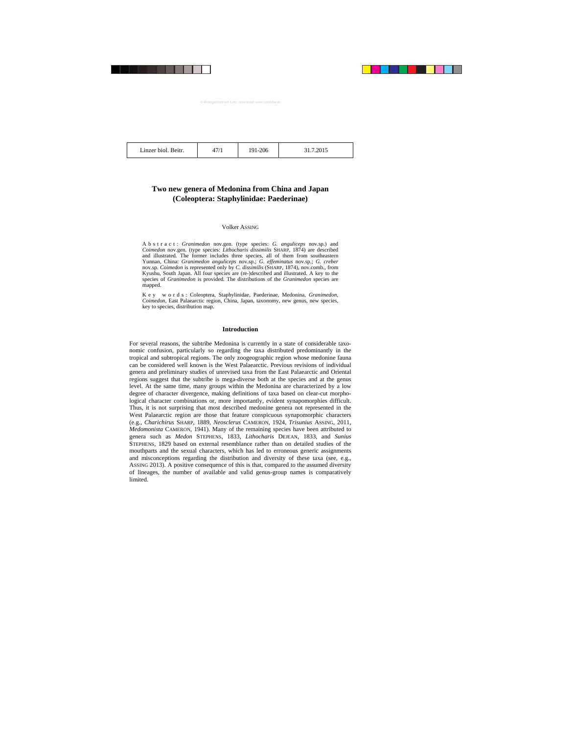# Two new genera of Medonina from China and Japan (Coleoptera: Staphylinidae: Paederinae)

Volker ASSING

A b s t r a c t : *Granimedon* nov.gen. (type species: *G. anguliceps* nov.sp.) and *Coimedon* nov.gen. (type species: *Lithocharis dissimilis* SHARP, 1874) are described and illustrated. The former includes three species, all of them from southeastern Yunnan, China: *Granimedon anguliceps* nov.sp.; *G. effeminatus* nov.sp.; *G. creber* nov.sp. *Coimedon* is represented only by *C. dissimilis* (SHARP, 1874), nov.comb., from Kyushu, South Japan. All four species are (re-)described and illustrated. A key to the species of *Granimedon* is provided. The distributions of the *Granimedon* species are mapped.

K e y w o r d s : Coleoptera, Staphylinidae, Paederinae, Medonina, *Granimedon*, *Coimedon*, East Palaearctic region, China, Japan, taxonomy, new genus, new species, key to species, distribution map.

## Introduction

For several reasons, the subtribe Medonina is currently in a state of considerable taxonomic confusion, particularly so regarding the taxa distributed predominantly in the tropical and subtropical regions. The only zoogeographic region whose medonine fauna can be considered well known is the West Palaearctic. Previous revisions of individual genera and preliminary studies of unrevised taxa from the East Palaearctic and Oriental regions suggest that the subtribe is mega-diverse both at the species and at the genus level. At the same time, many groups within the Medonina are characterized by a low degree of character divergence, making definitions of taxa based on clear-cut morphological character combinations or, more importantly, evident synapomorphies difficult. Thus, it is not surprising that most described medonine genera not represented in the West Palaearctic region are those that feature conspicuous synapomorphic characters (e.g., *Charichirus* SHARP, 1889, *Neosclerus* CAMERON, 1924, *Trisunius* ASSING, 2011, *Medomonista* CAMERON, 1941). Many of the remaining species have been attributed to genera such as *Medon* STEPHENS, 1833, *Lithocharis* DEJEAN, 1833, and *Sunius* STEPHENS, 1829 based on external resemblance rather than on detailed studies of the mouthparts and the sexual characters, which has led to erroneous generic assignments and misconceptions regarding the distribution and diversity of these taxa (see, e.g., ASSING 2013). A positive consequence of this is that, compared to the assumed diversity of lineages, the number of available and valid genus-group names is comparatively limited.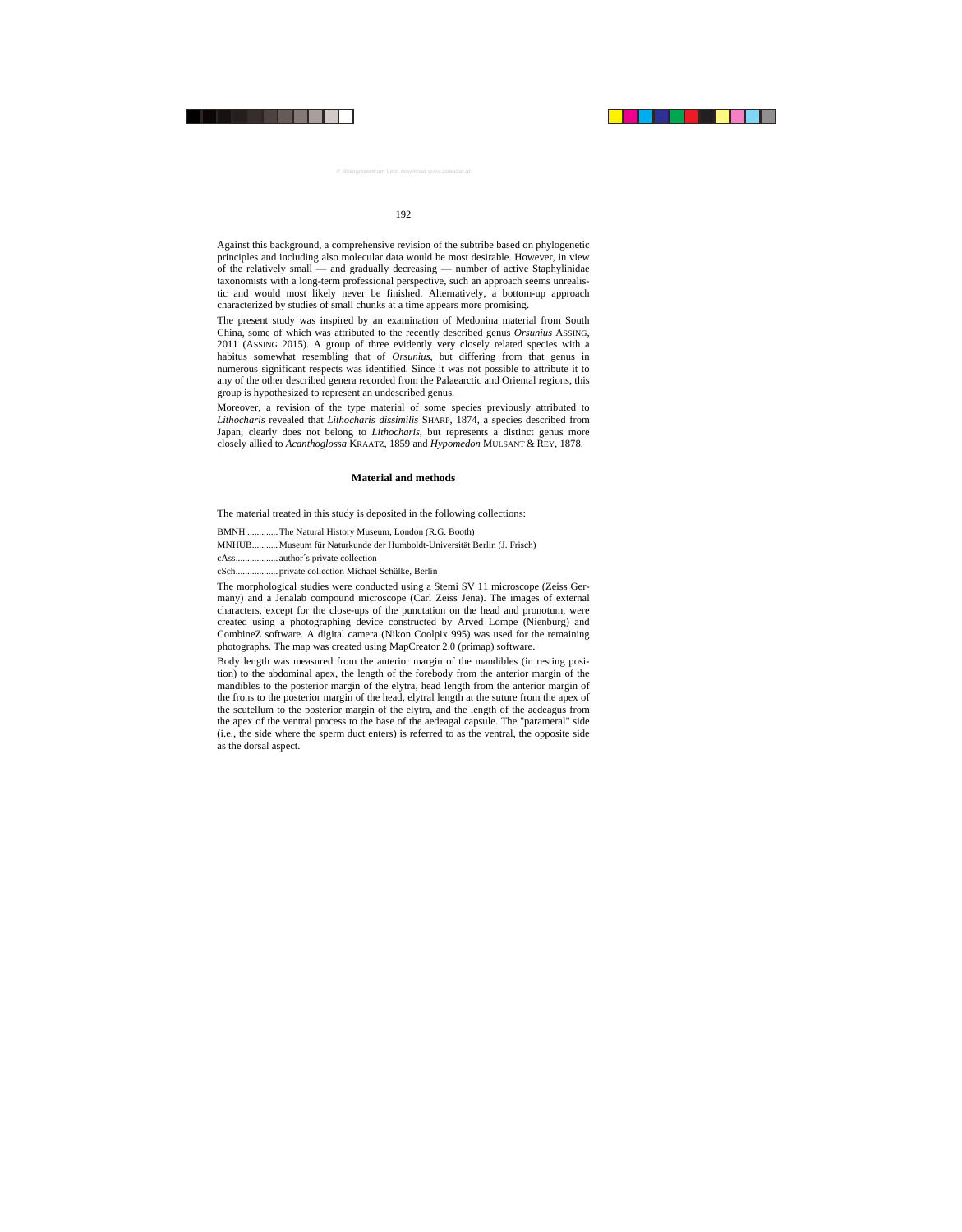Against this background, a comprehensive revision of the subtribe based on phylogenetic principles and including also molecular data would be most desirable. However, in view of the relatively small — and gradually decreasing — number of active Staphylinidae taxonomists with a long-term professional perspective, such an approach seems unrealistic and would most likely never be finished. Alternatively, a bottom-up approach characterized by studies of small chunks at a time appears more promising.

The present study was inspired by an examination of Medonina material from South China, some of which was attributed to the recently described genus *Orsunius* ASSING, 2011 (ASSING 2015). A group of three evidently very closely related species with a habitus somewhat resembling that of *Orsunius*, but differing from that genus in numerous significant respects was identified. Since it was not possible to attribute it to any of the other described genera recorded from the Palaearctic and Oriental regions, this group is hypothesized to represent an undescribed genus.

Moreover, a revision of the type material of some species previously attributed to *Lithocharis* revealed that *Lithocharis dissimilis* SHARP, 1874, a species described from Japan, clearly does not belong to *Lithocharis*, but represents a distinct genus more closely allied to *Acanthoglossa* KRAATZ, 1859 and *Hypomedon* MULSANT & REY, 1878.

## Material and methods

The material treated in this study is deposited in the following collections:

BMNH ............ The Natural History Museum, London (R.G. Booth)

MNHUB.......... Museum für Naturkunde der Humboldt-Universität Berlin (J. Frisch)

cAss................. author´s private collection

cSch................. private collection Michael Schülke, Berlin

The morphological studies were conducted using a Stemi SV 11 microscope (Zeiss Germany) and a Jenalab compound microscope (Carl Zeiss Jena). The images of external characters, except for the close-ups of the punctation on the head and pronotum, were created using a photographing device constructed by Arved Lompe (Nienburg) and CombineZ software. A digital camera (Nikon Coolpix 995) was used for the remaining photographs. The map was created using MapCreator 2.0 (primap) software.

Body length was measured from the anterior margin of the mandibles (in resting position) to the abdominal apex, the length of the forebody from the anterior margin of the mandibles to the posterior margin of the elytra, head length from the anterior margin of the frons to the posterior margin of the head, elytral length at the suture from the apex of the scutellum to the posterior margin of the elytra, and the length of the aedeagus from the apex of the ventral process to the base of the aedeagal capsule. The "parameral" side (i.e., the side where the sperm duct enters) is referred to as the ventral, the opposite side as the dorsal aspect.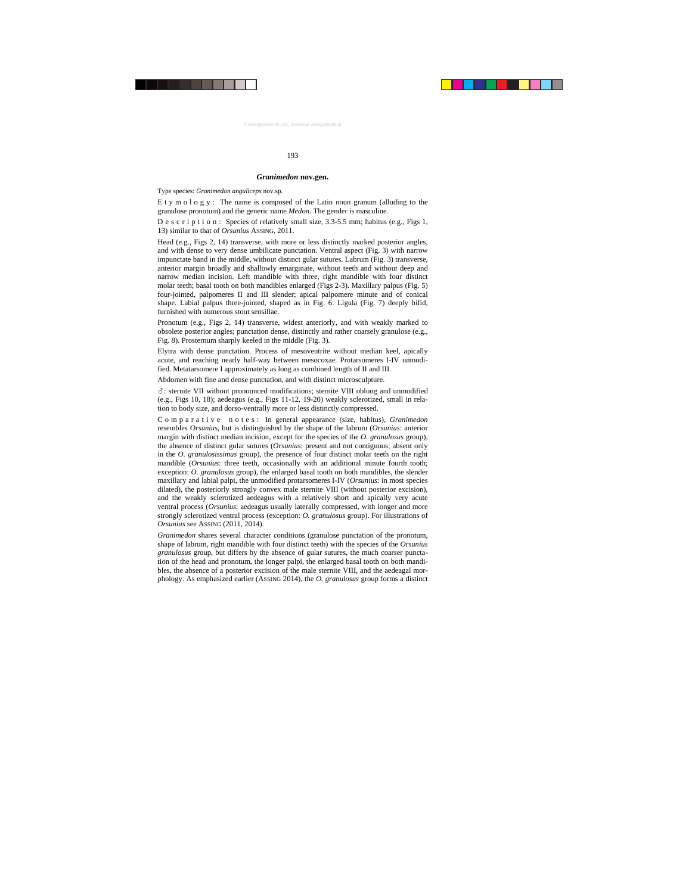## *Granimedon* nov.gen.

Type species: *Granimedon anguliceps* nov.sp.

Etymology: The name is composed of the Latin noun granum (alluding to the granulose pronotum) and the generic name *Medon*. The gender is masculine.

Description: Species of relatively small size, 3.3-5.5 mm; habitus (e.g., Figs 1, 13) similar to that of *Orsunius* ASSING, 2011.

Head (e.g., Figs 2, 14) transverse, with more or less distinctly marked posterior angles, and with dense to very dense umbilicate punctation. Ventral aspect (Fig. 3) with narrow impunctate band in the middle, without distinct gular sutures. Labrum (Fig. 3) transverse, anterior margin broadly and shallowly emarginate, without teeth and without deep and narrow median incision. Left mandible with three, right mandible with four distinct molar teeth; basal tooth on both mandibles enlarged (Figs 2-3). Maxillary palpus (Fig. 5) four-jointed, palpomeres II and III slender; apical palpomere minute and of conical shape. Labial palpus three-jointed, shaped as in Fig. 6. Ligula (Fig. 7) deeply bifid, furnished with numerous stout sensillae.

Pronotum (e.g., Figs 2, 14) transverse, widest anteriorly, and with weakly marked to obsolete posterior angles; punctation dense, distinctly and rather coarsely granulose (e.g., Fig. 8). Prosternum sharply keeled in the middle (Fig. 3).

Elytra with dense punctation. Process of mesoventrite without median keel, apically acute, and reaching nearly half-way between mesocoxae. Protarsomeres I-IV unmodified. Metatarsomere I approximately as long as combined length of II and III.

Abdomen with fine and dense punctation, and with distinct microsculpture.

♂: sternite VII without pronounced modifications; sternite VIII oblong and unmodified (e.g., Figs 10, 18); aedeagus (e.g., Figs 11-12, 19-20) weakly sclerotized, small in relation to body size, and dorso-ventrally more or less distinctly compressed.

Comparative notes: In general appearance (size, habitus), *Granimedon* resembles *Orsunius*, but is distinguished by the shape of the labrum (*Orsunius*: anterior margin with distinct median incision, except for the species of the *O. granulosus* group), the absence of distinct gular sutures (*Orsunius*: present and not contiguous; absent only in the *O. granulosissimus* group), the presence of four distinct molar teeth on the right mandible (*Orsunius*: three teeth, occasionally with an additional minute fourth tooth; exception: *O. granulosus* group), the enlarged basal tooth on both mandibles, the slender maxillary and labial palpi, the unmodified protarsomeres I-IV (*Orsunius*: in most species dilated), the posteriorly strongly convex male sternite VIII (without posterior excision), and the weakly sclerotized aedeagus with a relatively short and apically very acute ventral process (*Orsunius*: aedeagus usually laterally compressed, with longer and more strongly sclerotized ventral process (exception: *O. granulosus* group). For illustrations of *Orsunius* see ASSING (2011, 2014).

*Granimedon* shares several character conditions (granulose punctation of the pronotum, shape of labrum, right mandible with four distinct teeth) with the species of the *Orsunius granulosus* group, but differs by the absence of gular sutures, the much coarser punctation of the head and pronotum, the longer palpi, the enlarged basal tooth on both mandibles, the absence of a posterior excision of the male sternite VIII, and the aedeagal morphology. As emphasized earlier (ASSING 2014), the *O. granulosus* group forms a distinct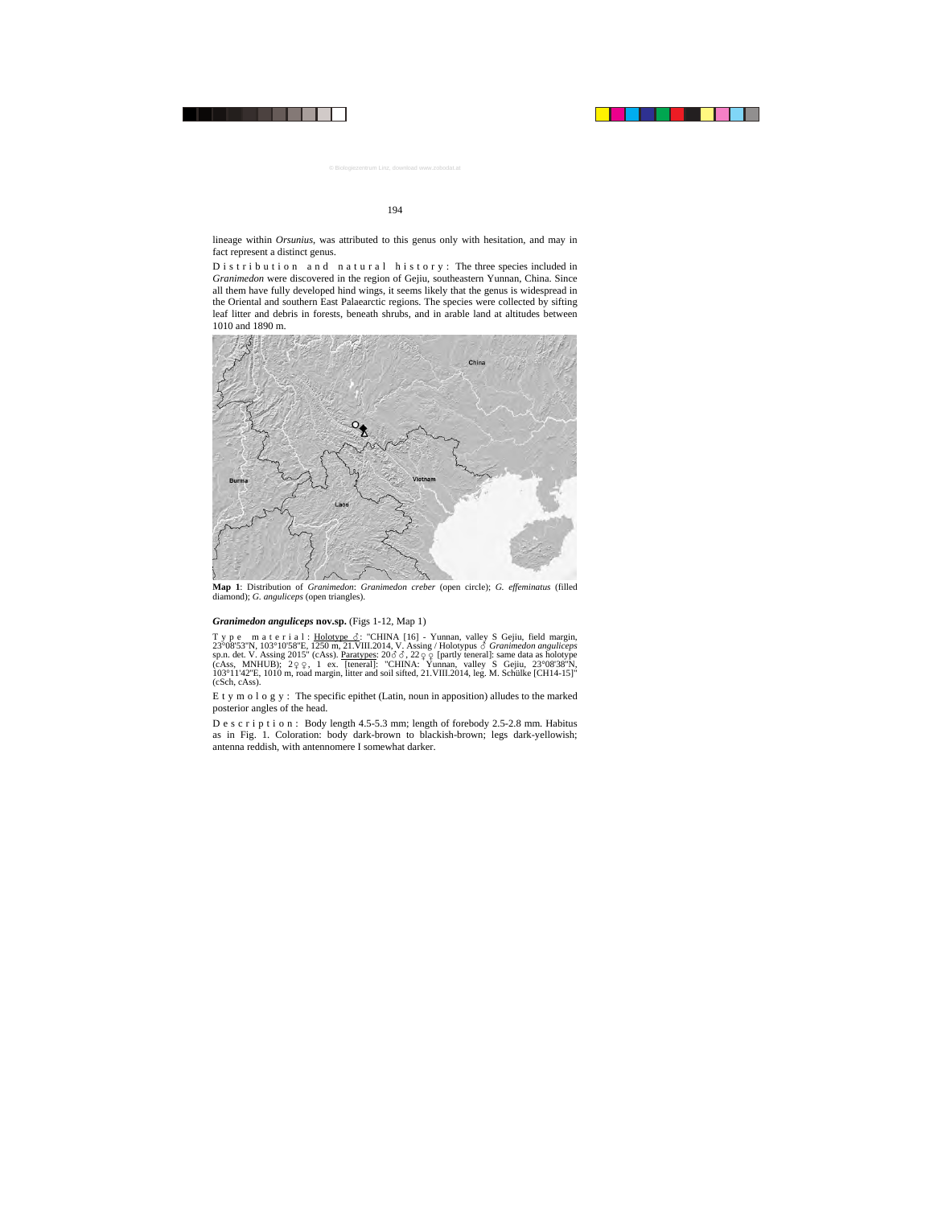lineage within *Orsunius*, was attributed to this genus only with hesitation, and may in fact represent a distinct genus.

Distribution and natural history: The three species included in *Granimedon* were discovered in the region of Gejiu, southeastern Yunnan, China. Since all them have fully developed hind wings, it seems likely that the genus is widespread in the Oriental and southern East Palaearctic regions. The species were collected by sifting leaf litter and debris in forests, beneath shrubs, and in arable land at altitudes between 1010 and 1890 m.

**Map 1**: Distribution of *Granimedon*: *Granimedon creber* (open circle); *G. effeminatus* (filled diamond); *G. anguliceps* (open triangles).

### *Granimedon anguliceps* nov.sp. (Figs 1-12, Map 1)

Type material: Holotype ♂: "CHINA [16] - Yunnan, valley S Gejiu, field margin, 23°08'53"N, 103°10'58"E, 1250 m, 21.VIII.2014, V. Assing / Holotypus ♂ *Granimedon anguliceps* sp.n. det. V. Assing 2015" (cAss). Paratypes: 20♂♂, 22♀♀ [partly teneral]: same data as holotype (cAss, MNHUB); 2♀♀, 1 ex. [teneral]: "CHINA: Yunnan, valley S Gejiu, 23°08'38"N, 103°11'42"E, 1010 m, road margin, litter and soil sifted, 21.VIII.2014, leg. M. Schülke [CH14-15]" (cSch, cAss).

Etymology: The specific epithet (Latin, noun in apposition) alludes to the marked posterior angles of the head.

Description: Body length 4.5-5.3 mm; length of forebody 2.5-2.8 mm. Habitus as in Fig. 1. Coloration: body dark-brown to blackish-brown; legs dark-yellowish; antenna reddish, with antennomere I somewhat darker.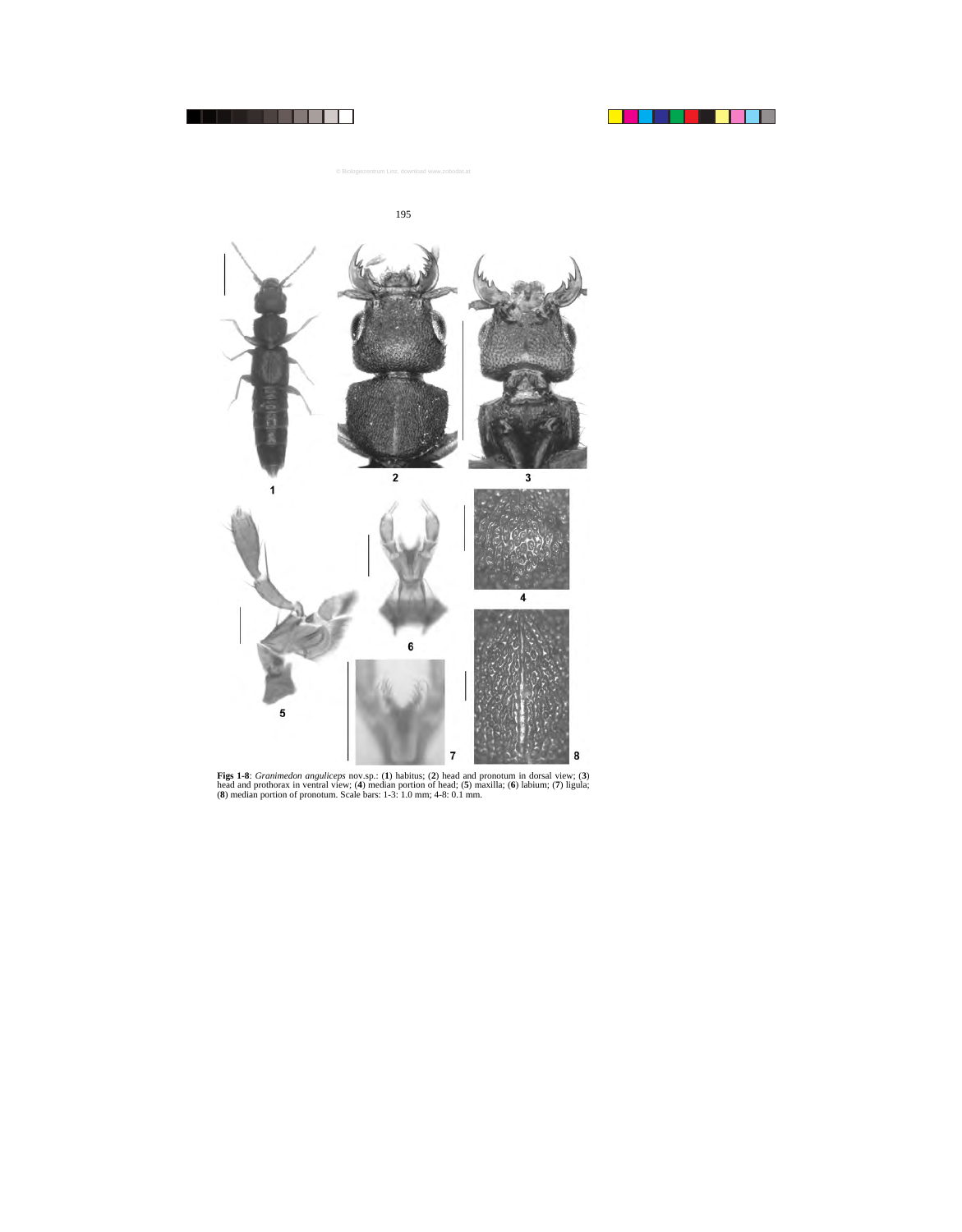**Figs 1-8**: *Granimedon anguliceps* nov.sp.: (**1**) habitus; (**2**) head and pronotum in dorsal view; (**3**) head and prothorax in ventral view; (**4**) median portion of head; (**5**) maxilla; (**6**) labium; (**7**) ligula; (**8**) median portion of pronotum. Scale bars: 1-3: 1.0 mm; 4-8: 0.1 mm.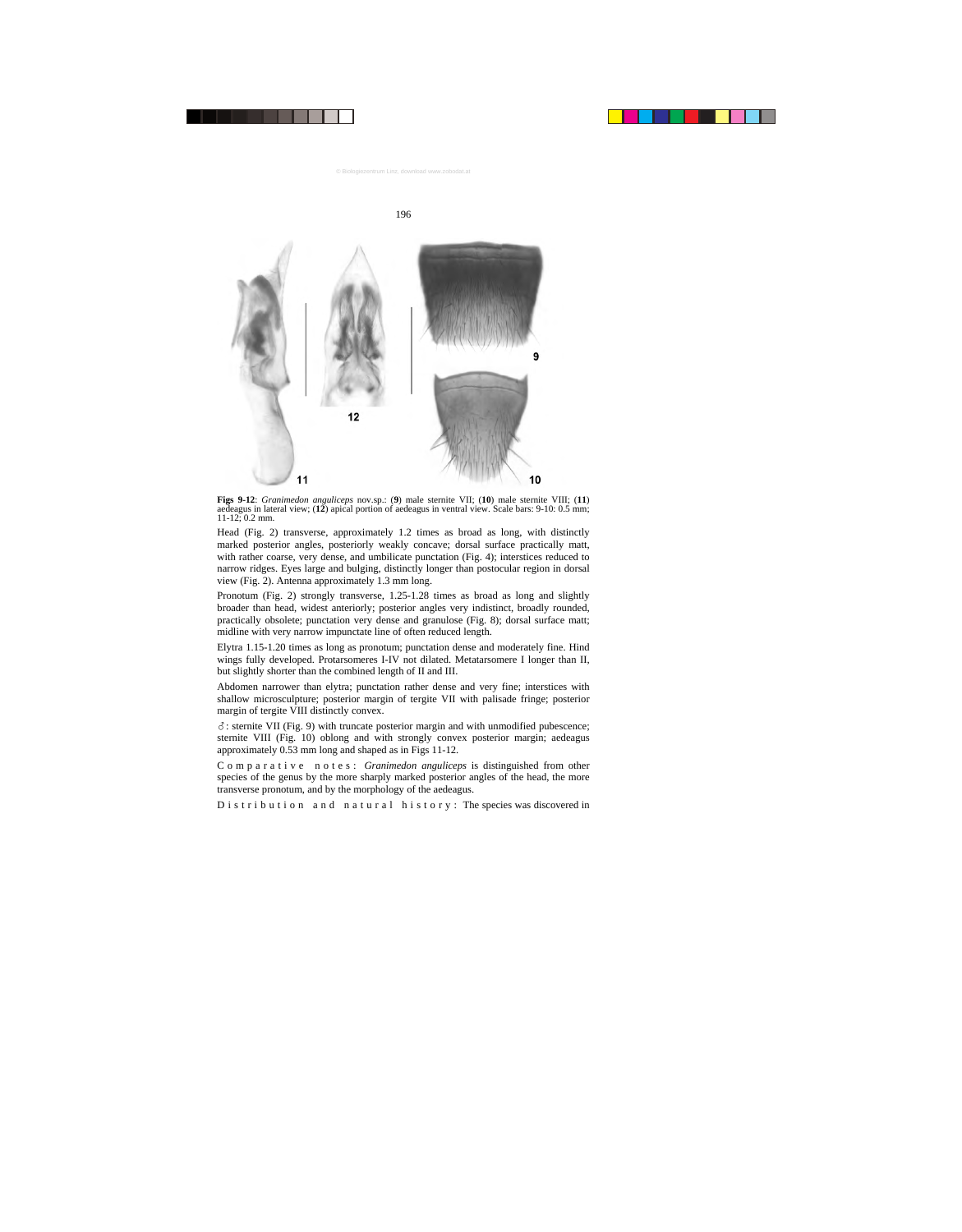**Figs 9-12**: *Granimedon anguliceps* nov.sp.: (**9**) male sternite VII; (**10**) male sternite VIII; (**11**) aedeagus in lateral view; (**12**) apical portion of aedeagus in ventral view. Scale bars: 9-10: 0.5 mm; 11-12: 0.2 mm.

Head (Fig. 2) transverse, approximately 1.2 times as broad as long, with distinctly marked posterior angles, posteriorly weakly concave; dorsal surface practically matt, with rather coarse, very dense, and umbilicate punctation (Fig. 4); interstices reduced to narrow ridges. Eyes large and bulging, distinctly longer than postocular region in dorsal view (Fig. 2). Antenna approximately 1.3 mm long.

Pronotum (Fig. 2) strongly transverse, 1.25-1.28 times as broad as long and slightly broader than head, widest anteriorly; posterior angles very indistinct, broadly rounded, practically obsolete; punctation very dense and granulose (Fig. 8); dorsal surface matt; midline with very narrow impunctate line of often reduced length.

Elytra 1.15-1.20 times as long as pronotum; punctation dense and moderately fine. Hind wings fully developed. Protarsomeres I-IV not dilated. Metatarsomere I longer than II, but slightly shorter than the combined length of II and III.

Abdomen narrower than elytra; punctation rather dense and very fine; interstices with shallow microsculpture; posterior margin of tergite VII with palisade fringe; posterior margin of tergite VIII distinctly convex.

♂: sternite VII (Fig. 9) with truncate posterior margin and with unmodified pubescence; sternite VIII (Fig. 10) oblong and with strongly convex posterior margin; aedeagus approximately 0.53 mm long and shaped as in Figs 11-12.

Comparative notes: *Granimedon anguliceps* is distinguished from other species of the genus by the more sharply marked posterior angles of the head, the more transverse pronotum, and by the morphology of the aedeagus.

Distribution and natural history: The species was discovered in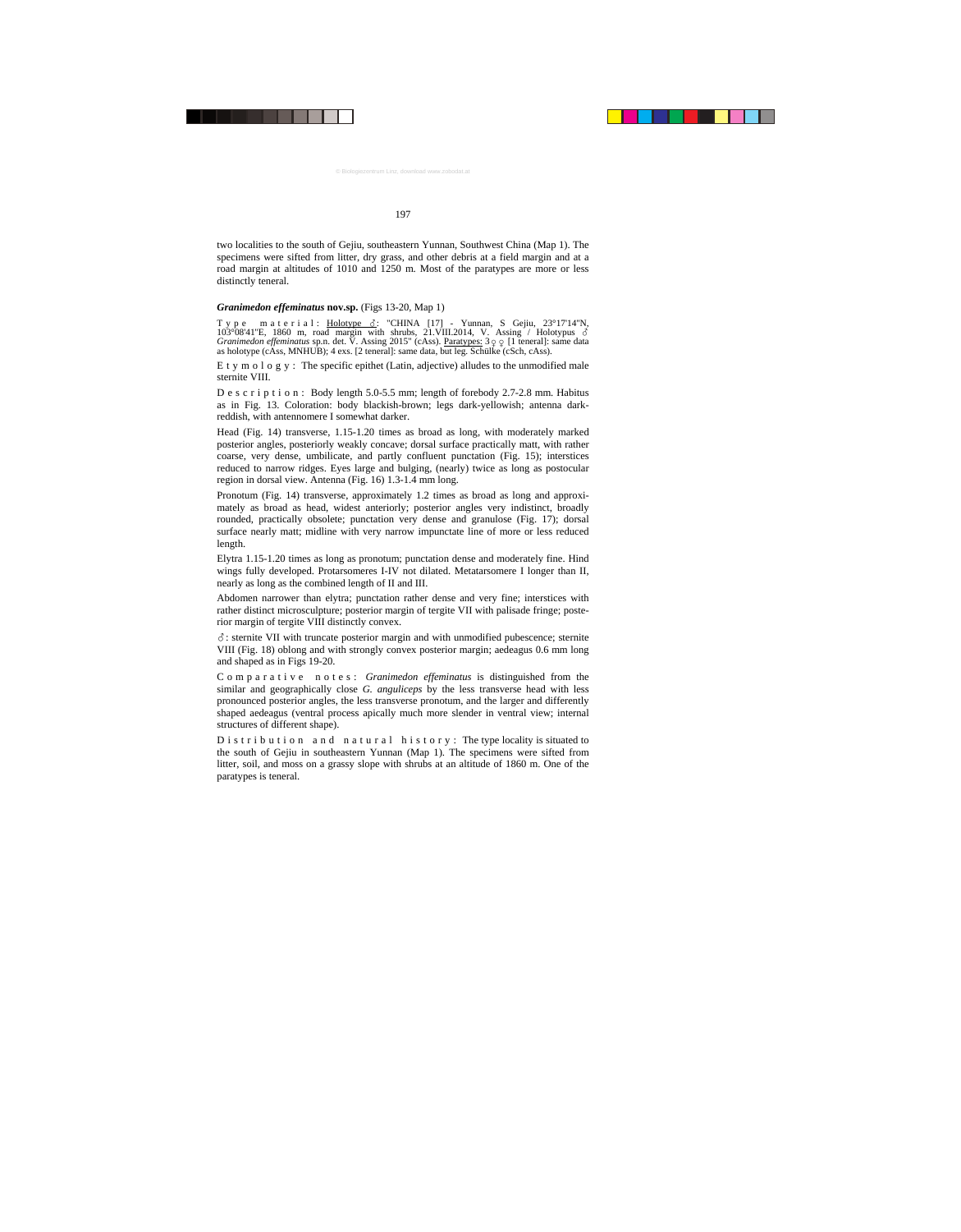two localities to the south of Gejiu, southeastern Yunnan, Southwest China (Map 1). The specimens were sifted from litter, dry grass, and other debris at a field margin and at a road margin at altitudes of 1010 and 1250 m. Most of the paratypes are more or less distinctly teneral.

### *Granimedon effeminatus* nov.sp. (Figs 13-20, Map 1)

Type material: Holotype ♂: "CHINA [17] - Yunnan, S Gejiu, 23°17'14"N, 103°08'41"E, 1860 m, road margin with shrubs, 21.VIII.2014, V. Assing / Holotypus ♂ *Granimedon effeminatus* sp.n. det. V. Assing 2015" (cAss). Paratypes: 3♀♀ [1 teneral]: same data as holotype (cAss, MNHUB); 4 exs. [2 teneral]: same data, but leg. Schülke (cSch, cAss).

Etymology: The specific epithet (Latin, adjective) alludes to the unmodified male sternite VIII.

Description: Body length 5.0-5.5 mm; length of forebody 2.7-2.8 mm. Habitus as in Fig. 13. Coloration: body blackish-brown; legs dark-yellowish; antenna dark-reddish, with antennomere I somewhat darker.

Head (Fig. 14) transverse, 1.15-1.20 times as broad as long, with moderately marked posterior angles, posteriorly weakly concave; dorsal surface practically matt, with rather coarse, very dense, umbilicate, and partly confluent punctation (Fig. 15); interstices reduced to narrow ridges. Eyes large and bulging, (nearly) twice as long as postocular region in dorsal view. Antenna (Fig. 16) 1.3-1.4 mm long.

Pronotum (Fig. 14) transverse, approximately 1.2 times as broad as long and approximately as broad as head, widest anteriorly; posterior angles very indistinct, broadly rounded, practically obsolete; punctation very dense and granulose (Fig. 17); dorsal surface nearly matt; midline with very narrow impunctate line of more or less reduced length.

Elytra 1.15-1.20 times as long as pronotum; punctation dense and moderately fine. Hind wings fully developed. Protarsomeres I-IV not dilated. Metatarsomere I longer than II, nearly as long as the combined length of II and III.

Abdomen narrower than elytra; punctation rather dense and very fine; interstices with rather distinct microsculpture; posterior margin of tergite VII with palisade fringe; posterior margin of tergite VIII distinctly convex.

♂: sternite VII with truncate posterior margin and with unmodified pubescence; sternite VIII (Fig. 18) oblong and with strongly convex posterior margin; aedeagus 0.6 mm long and shaped as in Figs 19-20.

Comparative notes: *Granimedon effeminatus* is distinguished from the similar and geographically close *G. anguliceps* by the less transverse head with less pronounced posterior angles, the less transverse pronotum, and the larger and differently shaped aedeagus (ventral process apically much more slender in ventral view; internal structures of different shape).

Distribution and natural history: The type locality is situated to the south of Gejiu in southeastern Yunnan (Map 1). The specimens were sifted from litter, soil, and moss on a grassy slope with shrubs at an altitude of 1860 m. One of the paratypes is teneral.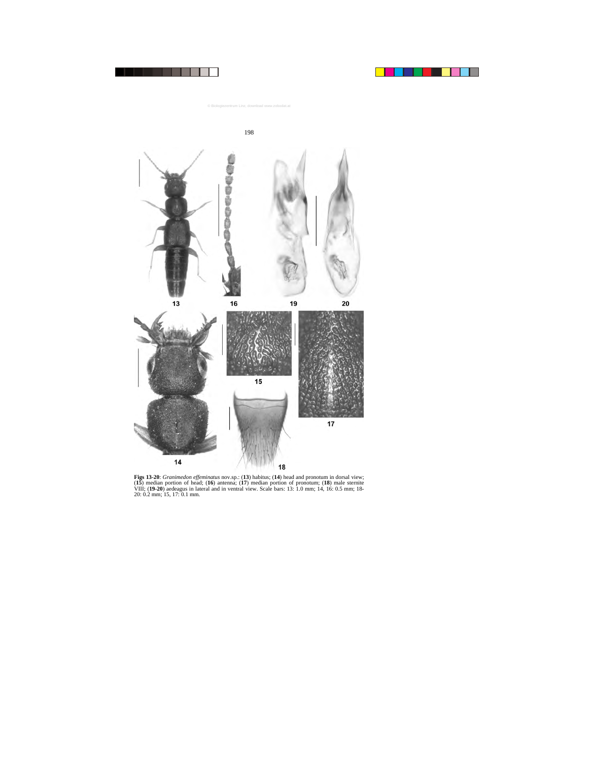**Figs 13-20**: *Granimedon effeminatus* nov.sp.: (**13**) habitus; (**14**) head and pronotum in dorsal view; (**15**) median portion of head; (**16**) antenna; (**17**) median portion of pronotum; (**18**) male sternite VIII; (**19-20**) aedeagus in lateral and in ventral view. Scale bars: 13: 1.0 mm; 14, 16: 0.5 mm; 18-20: 0.2 mm; 15, 17: 0.1 mm.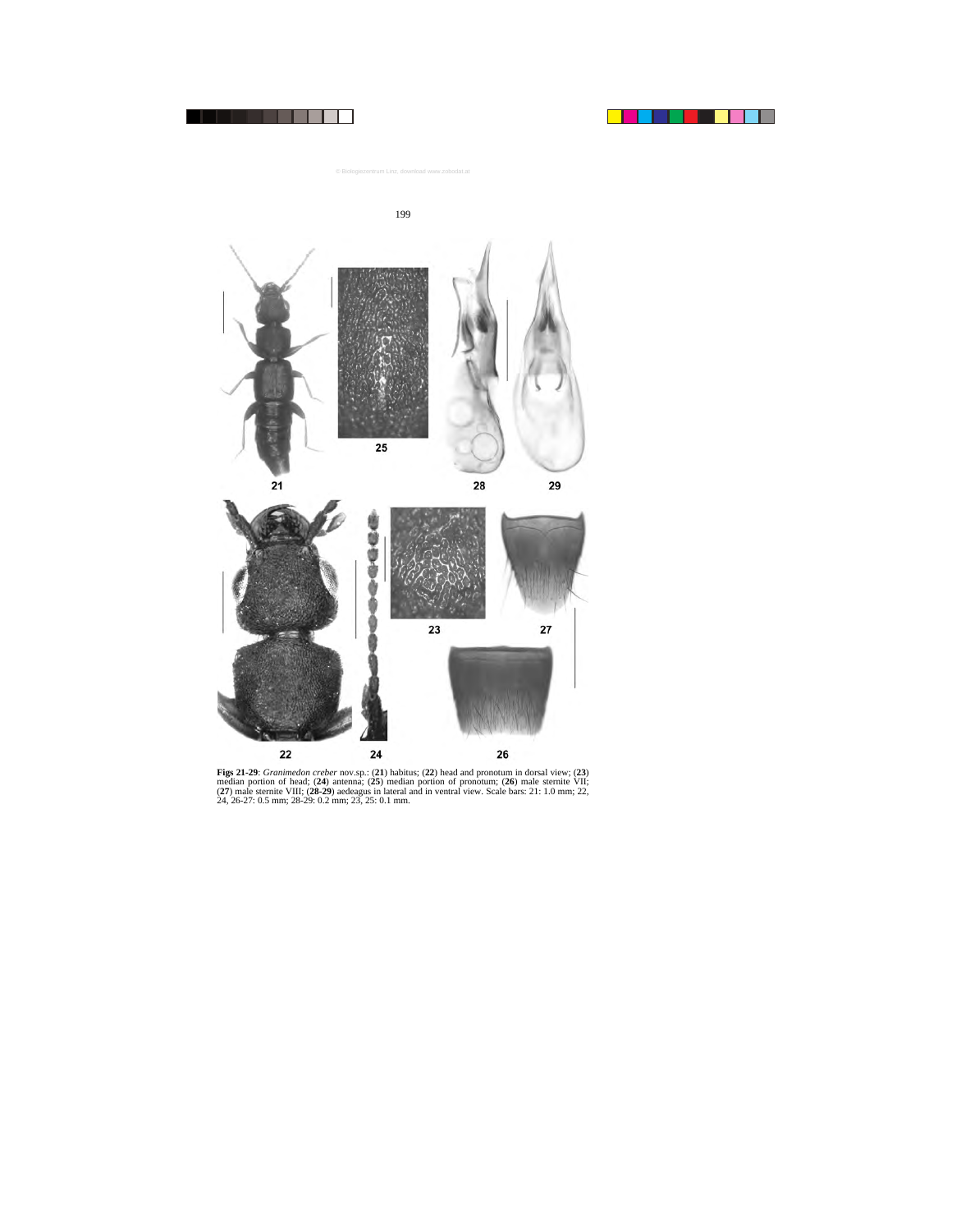**Figs 21-29**: *Granimedon creber* nov.sp.: (**21**) habitus; (**22**) head and pronotum in dorsal view; (**23**) median portion of head; (**24**) antenna; (**25**) median portion of pronotum; (**26**) male sternite VII; (**27**) male sternite VIII; (**28-29**) aedeagus in lateral and in ventral view. Scale bars: 21: 1.0 mm; 22, 24, 26-27: 0.5 mm; 28-29: 0.2 mm; 23, 25: 0.1 mm.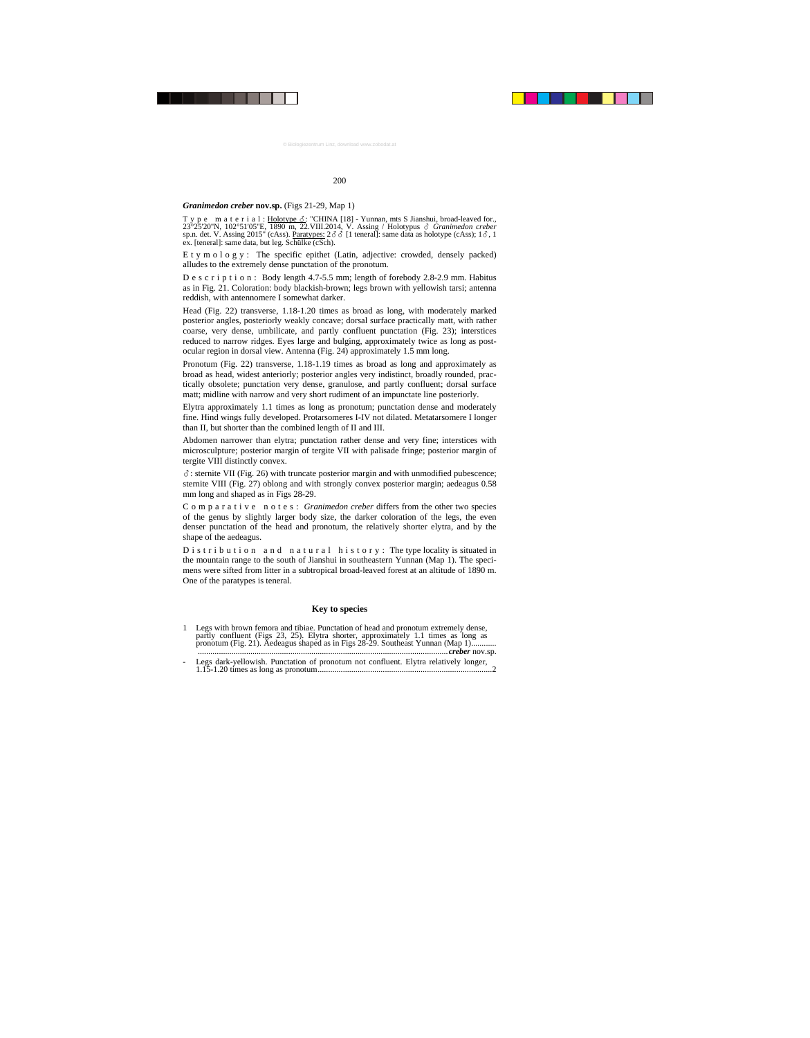***Granimedon creber*** **nov.sp.** (Figs 21-29, Map 1)

Type material: Holotype ♂: "CHINA [18] - Yunnan, mts S Jianshui, broad-leaved for., 23°25'20"N, 102°51'05"E, 1890 m, 22.VIII.2014, V. Assing / Holotypus ♂ *Granimedon creber* sp.n. det. V. Assing 2015" (cAss). Paratypes: 2♂♂ [1 teneral]: same data as holotype (cAss); 1♂, 1 ex. [teneral]: same data, but leg. Schülke (cSch).

Etymology: The specific epithet (Latin, adjective: crowded, densely packed) alludes to the extremely dense punctation of the pronotum.

Description: Body length 4.7-5.5 mm; length of forebody 2.8-2.9 mm. Habitus as in Fig. 21. Coloration: body blackish-brown; legs brown with yellowish tarsi; antenna reddish, with antennomere I somewhat darker.

Head (Fig. 22) transverse, 1.18-1.20 times as broad as long, with moderately marked posterior angles, posteriorly weakly concave; dorsal surface practically matt, with rather coarse, very dense, umbilicate, and partly confluent punctation (Fig. 23); interstices reduced to narrow ridges. Eyes large and bulging, approximately twice as long as post-ocular region in dorsal view. Antenna (Fig. 24) approximately 1.5 mm long.

Pronotum (Fig. 22) transverse, 1.18-1.19 times as broad as long and approximately as broad as head, widest anteriorly; posterior angles very indistinct, broadly rounded, practically obsolete; punctation very dense, granulose, and partly confluent; dorsal surface matt; midline with narrow and very short rudiment of an impunctate line posteriorly.

Elytra approximately 1.1 times as long as pronotum; punctation dense and moderately fine. Hind wings fully developed. Protarsomeres I-IV not dilated. Metatarsomere I longer than II, but shorter than the combined length of II and III.

Abdomen narrower than elytra; punctation rather dense and very fine; interstices with microsculpture; posterior margin of tergite VII with palisade fringe; posterior margin of tergite VIII distinctly convex.

♂: sternite VII (Fig. 26) with truncate posterior margin and with unmodified pubescence; sternite VIII (Fig. 27) oblong and with strongly convex posterior margin; aedeagus 0.58 mm long and shaped as in Figs 28-29.

Comparative notes: *Granimedon creber* differs from the other two species of the genus by slightly larger body size, the darker coloration of the legs, the even denser punctation of the head and pronotum, the relatively shorter elytra, and by the shape of the aedeagus.

Distribution and natural history: The type locality is situated in the mountain range to the south of Jianshui in southeastern Yunnan (Map 1). The specimens were sifted from litter in a subtropical broad-leaved forest at an altitude of 1890 m. One of the paratypes is teneral.

## Key to species

1 Legs with brown femora and tibiae. Punctation of head and pronotum extremely dense, partly confluent (Figs 23, 25). Elytra shorter, approximately 1.1 times as long as pronotum (Fig. 21). Aedeagus shaped as in Figs 28-29. Southeast Yunnan (Map 1)..................................................................................................................... ***creber*** nov.sp.

\- Legs dark-yellowish. Punctation of pronotum not confluent. Elytra relatively longer, 1.15-1.20 times as long as pronotum.....................................................................................2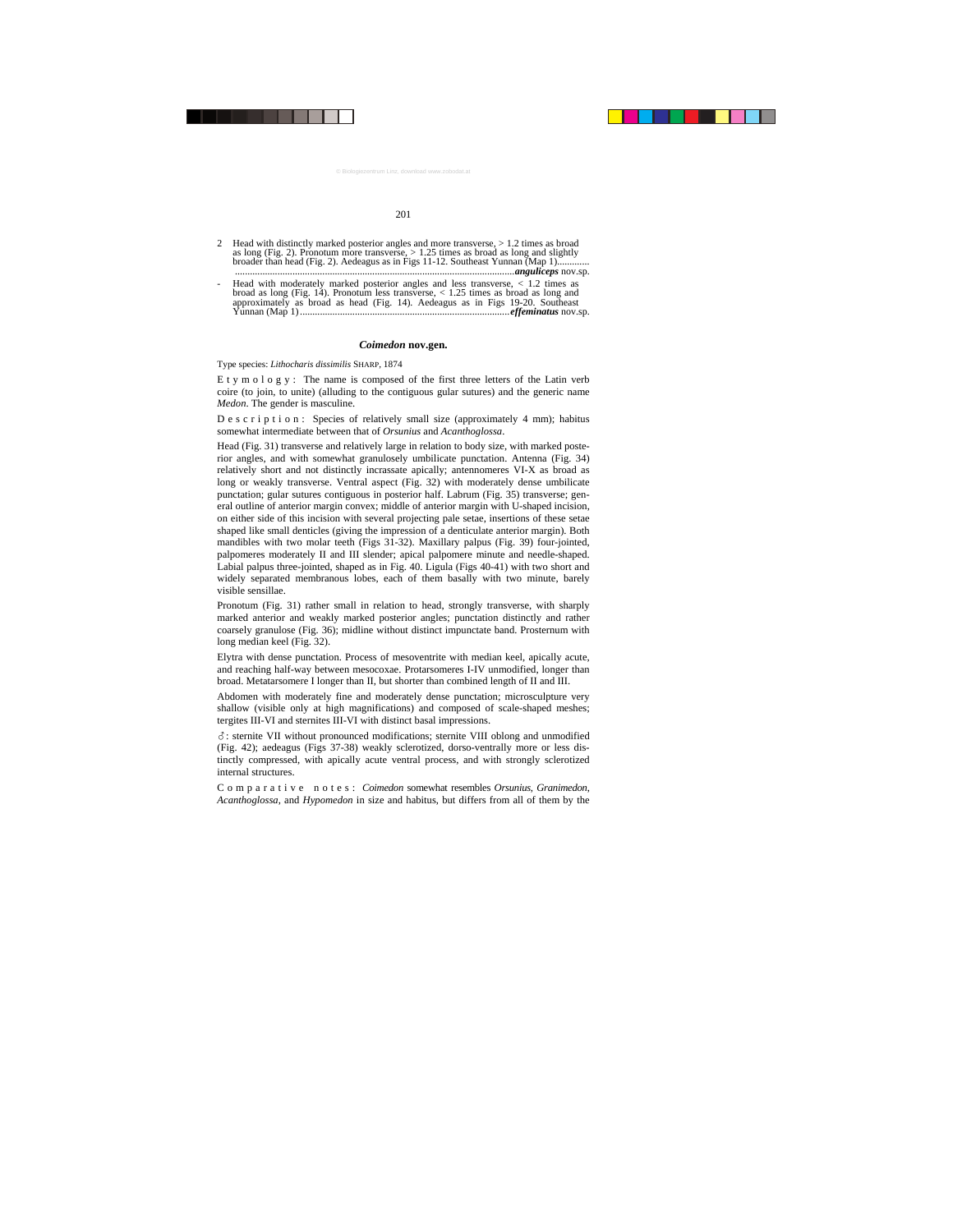2 Head with distinctly marked posterior angles and more transverse, > 1.2 times as broad as long (Fig. 2). Pronotum more transverse, > 1.25 times as broad as long and slightly broader than head (Fig. 2). Aedeagus as in Figs 11-12. Southeast Yunnan (Map 1)............................................................................................................................***anguliceps*** nov.sp.

- Head with moderately marked posterior angles and less transverse, < 1.2 times as broad as long (Fig. 14). Pronotum less transverse, < 1.25 times as broad as long and approximately as broad as head (Fig. 14). Aedeagus as in Figs 19-20. Southeast Yunnan (Map 1)....................................................................................***effeminatus*** nov.sp.

## *Coimedon* nov.gen.

Type species: *Lithocharis dissimilis* SHARP, 1874

E t y m o l o g y : The name is composed of the first three letters of the Latin verb coire (to join, to unite) (alluding to the contiguous gular sutures) and the generic name *Medon*. The gender is masculine.

D e s c r i p t i o n : Species of relatively small size (approximately 4 mm); habitus somewhat intermediate between that of *Orsunius* and *Acanthoglossa*.

Head (Fig. 31) transverse and relatively large in relation to body size, with marked posterior angles, and with somewhat granulosely umbilicate punctation. Antenna (Fig. 34) relatively short and not distinctly incrassate apically; antennomeres VI-X as broad as long or weakly transverse. Ventral aspect (Fig. 32) with moderately dense umbilicate punctation; gular sutures contiguous in posterior half. Labrum (Fig. 35) transverse; general outline of anterior margin convex; middle of anterior margin with U-shaped incision, on either side of this incision with several projecting pale setae, insertions of these setae shaped like small denticles (giving the impression of a denticulate anterior margin). Both mandibles with two molar teeth (Figs 31-32). Maxillary palpus (Fig. 39) four-jointed, palpomeres moderately II and III slender; apical palpomere minute and needle-shaped. Labial palpus three-jointed, shaped as in Fig. 40. Ligula (Figs 40-41) with two short and widely separated membranous lobes, each of them basally with two minute, barely visible sensillae.

Pronotum (Fig. 31) rather small in relation to head, strongly transverse, with sharply marked anterior and weakly marked posterior angles; punctation distinctly and rather coarsely granulose (Fig. 36); midline without distinct impunctate band. Prosternum with long median keel (Fig. 32).

Elytra with dense punctation. Process of mesoventrite with median keel, apically acute, and reaching half-way between mesocoxae. Protarsomeres I-IV unmodified, longer than broad. Metatarsomere I longer than II, but shorter than combined length of II and III.

Abdomen with moderately fine and moderately dense punctation; microsculpture very shallow (visible only at high magnifications) and composed of scale-shaped meshes; tergites III-VI and sternites III-VI with distinct basal impressions.

♂: sternite VII without pronounced modifications; sternite VIII oblong and unmodified (Fig. 42); aedeagus (Figs 37-38) weakly sclerotized, dorso-ventrally more or less distinctly compressed, with apically acute ventral process, and with strongly sclerotized internal structures.

C o m p a r a t i v e n o t e s : *Coimedon* somewhat resembles *Orsunius*, *Granimedon*, *Acanthoglossa*, and *Hypomedon* in size and habitus, but differs from all of them by the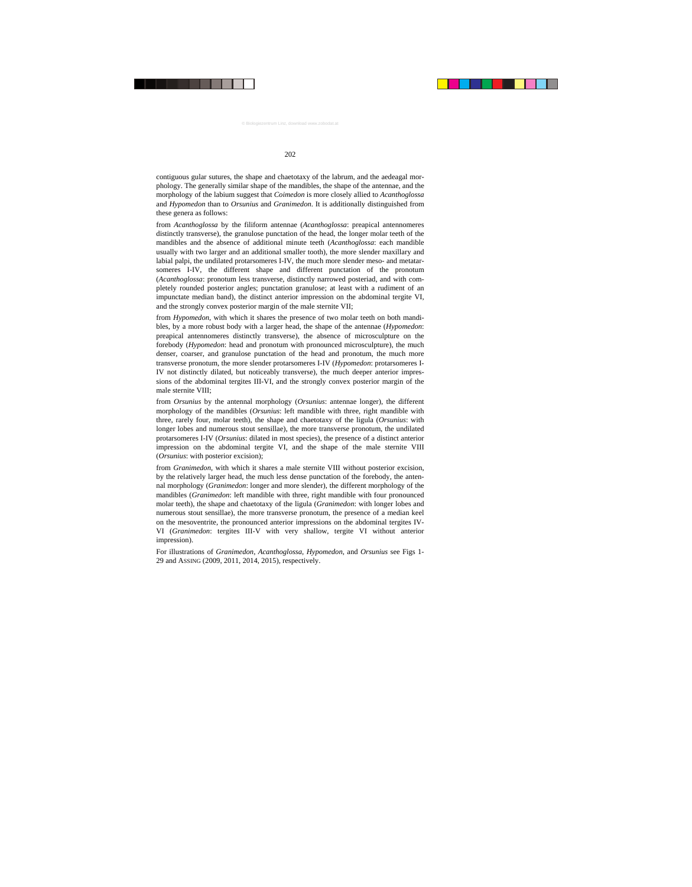contiguous gular sutures, the shape and chaetotaxy of the labrum, and the aedeagal morphology. The generally similar shape of the mandibles, the shape of the antennae, and the morphology of the labium suggest that *Coimedon* is more closely allied to *Acanthoglossa* and *Hypomedon* than to *Orsunius* and *Granimedon*. It is additionally distinguished from these genera as follows:

from *Acanthoglossa* by the filiform antennae (*Acanthoglossa*: preapical antennomeres distinctly transverse), the granulose punctation of the head, the longer molar teeth of the mandibles and the absence of additional minute teeth (*Acanthoglossa*: each mandible usually with two larger and an additional smaller tooth), the more slender maxillary and labial palpi, the undilated protarsomeres I-IV, the much more slender meso- and metatarsomeres I-IV, the different shape and different punctation of the pronotum (*Acanthoglossa*: pronotum less transverse, distinctly narrowed posteriad, and with completely rounded posterior angles; punctation granulose; at least with a rudiment of an impunctate median band), the distinct anterior impression on the abdominal tergite VI, and the strongly convex posterior margin of the male sternite VII;

from *Hypomedon*, with which it shares the presence of two molar teeth on both mandibles, by a more robust body with a larger head, the shape of the antennae (*Hypomedon*: preapical antennomeres distinctly transverse), the absence of microsculpture on the forebody (*Hypomedon*: head and pronotum with pronounced microsculpture), the much denser, coarser, and granulose punctation of the head and pronotum, the much more transverse pronotum, the more slender protarsomeres I-IV (*Hypomedon*: protarsomeres I-IV not distinctly dilated, but noticeably transverse), the much deeper anterior impressions of the abdominal tergites III-VI, and the strongly convex posterior margin of the male sternite VIII;

from *Orsunius* by the antennal morphology (*Orsunius*: antennae longer), the different morphology of the mandibles (*Orsunius*: left mandible with three, right mandible with three, rarely four, molar teeth), the shape and chaetotaxy of the ligula (*Orsunius*: with longer lobes and numerous stout sensillae), the more transverse pronotum, the undilated protarsomeres I-IV (*Orsunius*: dilated in most species), the presence of a distinct anterior impression on the abdominal tergite VI, and the shape of the male sternite VIII (*Orsunius*: with posterior excision);

from *Granimedon*, with which it shares a male sternite VIII without posterior excision, by the relatively larger head, the much less dense punctation of the forebody, the antennal morphology (*Granimedon*: longer and more slender), the different morphology of the mandibles (*Granimedon*: left mandible with three, right mandible with four pronounced molar teeth), the shape and chaetotaxy of the ligula (*Granimedon*: with longer lobes and numerous stout sensillae), the more transverse pronotum, the presence of a median keel on the mesoventrite, the pronounced anterior impressions on the abdominal tergites IV-VI (*Granimedon*: tergites III-V with very shallow, tergite VI without anterior impression).

For illustrations of *Granimedon*, *Acanthoglossa*, *Hypomedon*, and *Orsunius* see Figs 1-29 and ASSING (2009, 2011, 2014, 2015), respectively.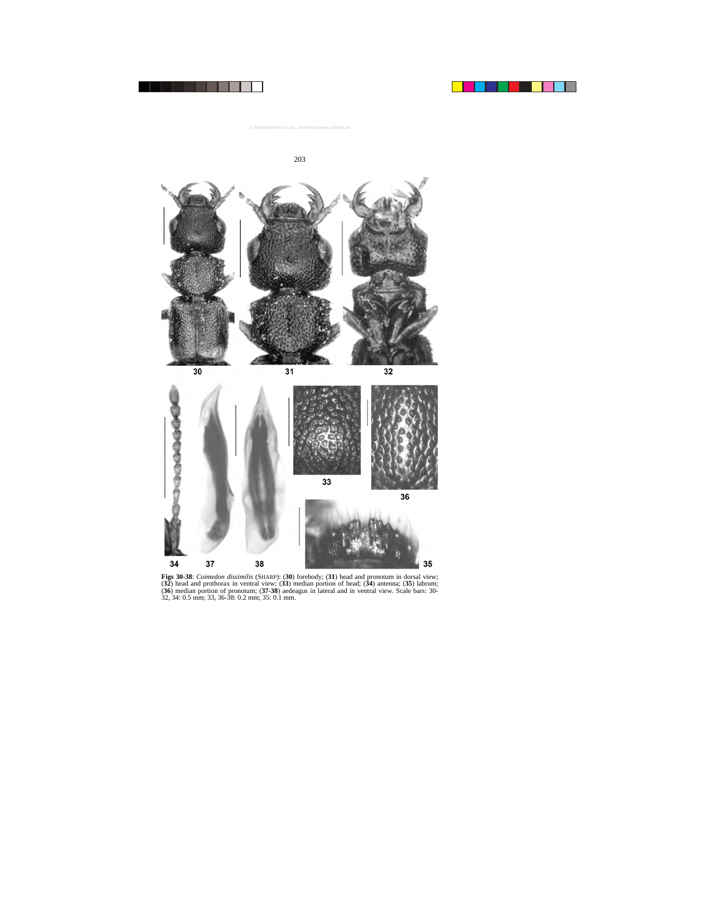**Figs 30-38**: *Coimedon dissimilis* (SHARP): (**30**) forebody; (**31**) head and pronotum in dorsal view; (**32**) head and prothorax in ventral view; (**33**) median portion of head; (**34**) antenna; (**35**) labrum; (**36**) median portion of pronotum; (**37-38**) aedeagus in lateral and in ventral view. Scale bars: 30-32, 34: 0.5 mm; 33, 36-38: 0.2 mm; 35: 0.1 mm.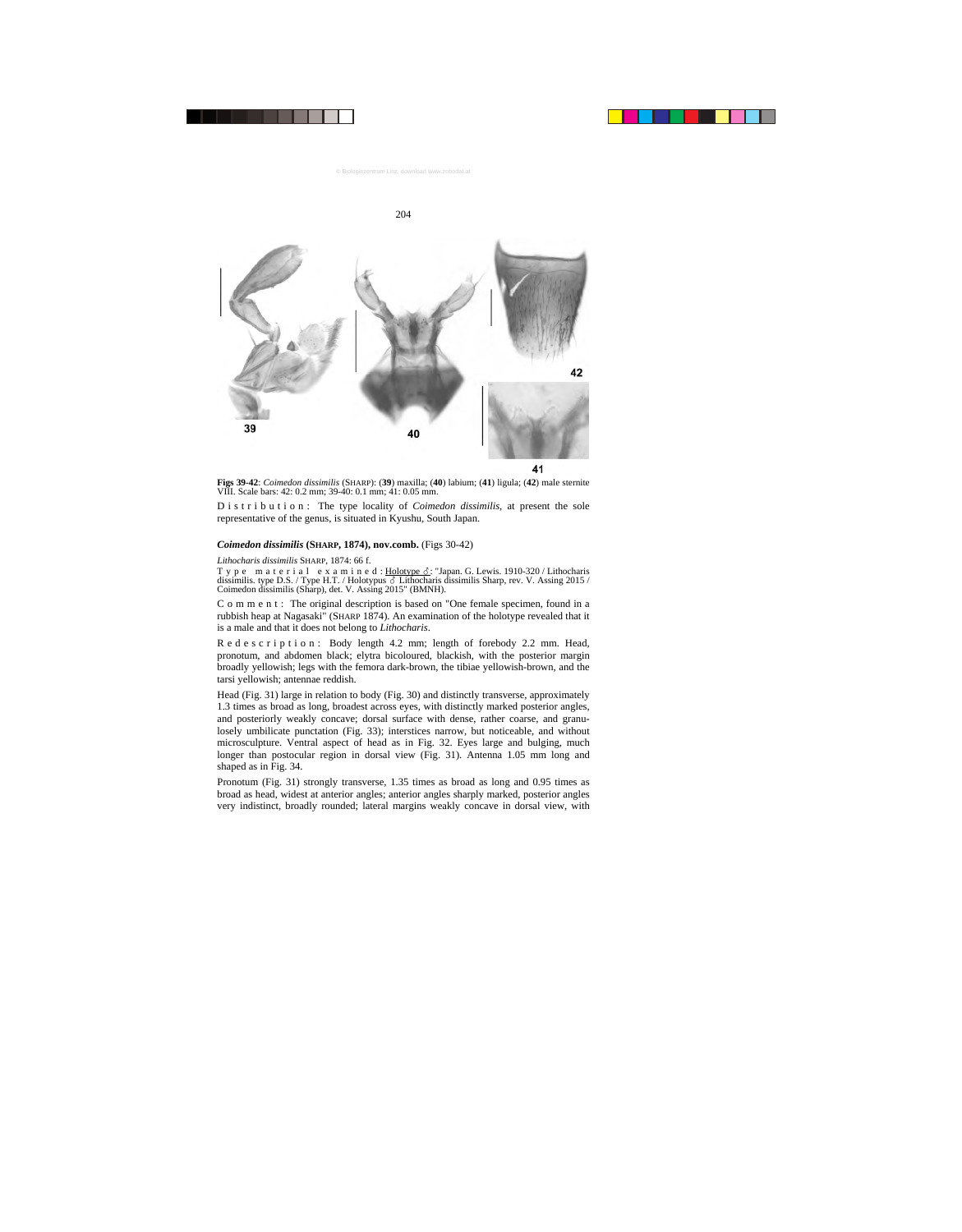**Figs 39-42**: *Coimedon dissimilis* (SHARP): (**39**) maxilla; (**40**) labium; (**41**) ligula; (**42**) male sternite VIII. Scale bars: 42: 0.2 mm; 39-40: 0.1 mm; 41: 0.05 mm.

D i s t r i b u t i o n : The type locality of *Coimedon dissimilis*, at present the sole representative of the genus, is situated in Kyushu, South Japan.

### *Coimedon dissimilis* (SHARP, 1874), nov.comb. (Figs 30-42)

*Lithocharis dissimilis* SHARP, 1874: 66 f.

T y p e m a t e r i a l e x a m i n e d : Holotype ♂: "Japan. G. Lewis. 1910-320 / Lithocharis dissimilis. type D.S. / Type H.T. / Holotypus ♂ Lithocharis dissimilis Sharp, rev. V. Assing 2015 / Coimedon dissimilis (Sharp), det. V. Assing 2015" (BMNH).

C o m m e n t : The original description is based on "One female specimen, found in a rubbish heap at Nagasaki" (SHARP 1874). An examination of the holotype revealed that it is a male and that it does not belong to *Lithocharis*.

R e d e s c r i p t i o n : Body length 4.2 mm; length of forebody 2.2 mm. Head, pronotum, and abdomen black; elytra bicoloured, blackish, with the posterior margin broadly yellowish; legs with the femora dark-brown, the tibiae yellowish-brown, and the tarsi yellowish; antennae reddish.

Head (Fig. 31) large in relation to body (Fig. 30) and distinctly transverse, approximately 1.3 times as broad as long, broadest across eyes, with distinctly marked posterior angles, and posteriorly weakly concave; dorsal surface with dense, rather coarse, and granulosely umbilicate punctation (Fig. 33); interstices narrow, but noticeable, and without microsculpture. Ventral aspect of head as in Fig. 32. Eyes large and bulging, much longer than postocular region in dorsal view (Fig. 31). Antenna 1.05 mm long and shaped as in Fig. 34.

Pronotum (Fig. 31) strongly transverse, 1.35 times as broad as long and 0.95 times as broad as head, widest at anterior angles; anterior angles sharply marked, posterior angles very indistinct, broadly rounded; lateral margins weakly concave in dorsal view, with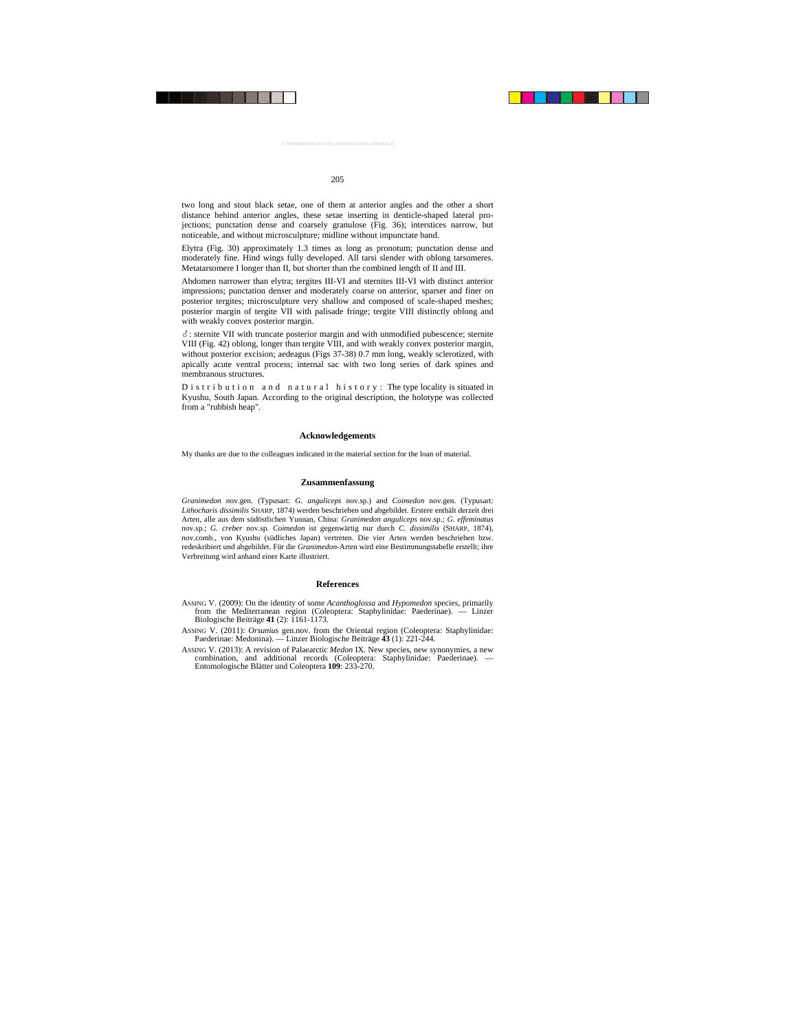two long and stout black setae, one of them at anterior angles and the other a short distance behind anterior angles, these setae inserting in denticle-shaped lateral projections; punctation dense and coarsely granulose (Fig. 36); interstices narrow, but noticeable, and without microsculpture; midline without impunctate band.

Elytra (Fig. 30) approximately 1.3 times as long as pronotum; punctation dense and moderately fine. Hind wings fully developed. All tarsi slender with oblong tarsomeres. Metatarsomere I longer than II, but shorter than the combined length of II and III.

Abdomen narrower than elytra; tergites III-VI and sternites III-VI with distinct anterior impressions; punctation denser and moderately coarse on anterior, sparser and finer on posterior tergites; microsculpture very shallow and composed of scale-shaped meshes; posterior margin of tergite VII with palisade fringe; tergite VIII distinctly oblong and with weakly convex posterior margin.

♂: sternite VII with truncate posterior margin and with unmodified pubescence; sternite VIII (Fig. 42) oblong, longer than tergite VIII, and with weakly convex posterior margin, without posterior excision; aedeagus (Figs 37-38) 0.7 mm long, weakly sclerotized, with apically acute ventral process; internal sac with two long series of dark spines and membranous structures.

Distribution and natural history: The type locality is situated in Kyushu, South Japan. According to the original description, the holotype was collected from a "rubbish heap".

## Acknowledgements

My thanks are due to the colleagues indicated in the material section for the loan of material.

## Zusammenfassung

*Granimedon* nov.gen. (Typusart: *G. anguliceps* nov.sp.) and *Coimedon* nov.gen. (Typusart: *Lithocharis dissimilis* SHARP, 1874) werden beschrieben und abgebildet. Erstere enthält derzeit drei Arten, alle aus dem südöstlichen Yunnan, China: *Granimedon anguliceps* nov.sp.; *G. effeminatus* nov.sp.; *G. creber* nov.sp. *Coimedon* ist gegenwärtig nur durch *C. dissimilis* (SHARP, 1874), nov.comb., von Kyushu (südliches Japan) vertreten. Die vier Arten werden beschrieben bzw. redeskribiert und abgebildet. Für die *Granimedon*-Arten wird eine Bestimmungstabelle erstellt; ihre Verbreitung wird anhand einer Karte illustriert.

## References

ASSING V. (2009): On the identity of some *Acanthoglossa* and *Hypomedon* species, primarily from the Mediterranean region (Coleoptera: Staphylinidae: Paederinae). — Linzer Biologische Beiträge **41** (2): 1161-1173.

ASSING V. (2011): *Orsunius* gen.nov. from the Oriental region (Coleoptera: Staphylinidae: Paederinae: Medonina). — Linzer Biologische Beiträge **43** (1): 221-244.

ASSING V. (2013): A revision of Palaearctic *Medon* IX. New species, new synonymies, a new combination, and additional records (Coleoptera: Staphylinidae: Paederinae). — Entomologische Blätter und Coleoptera **109**: 233-270.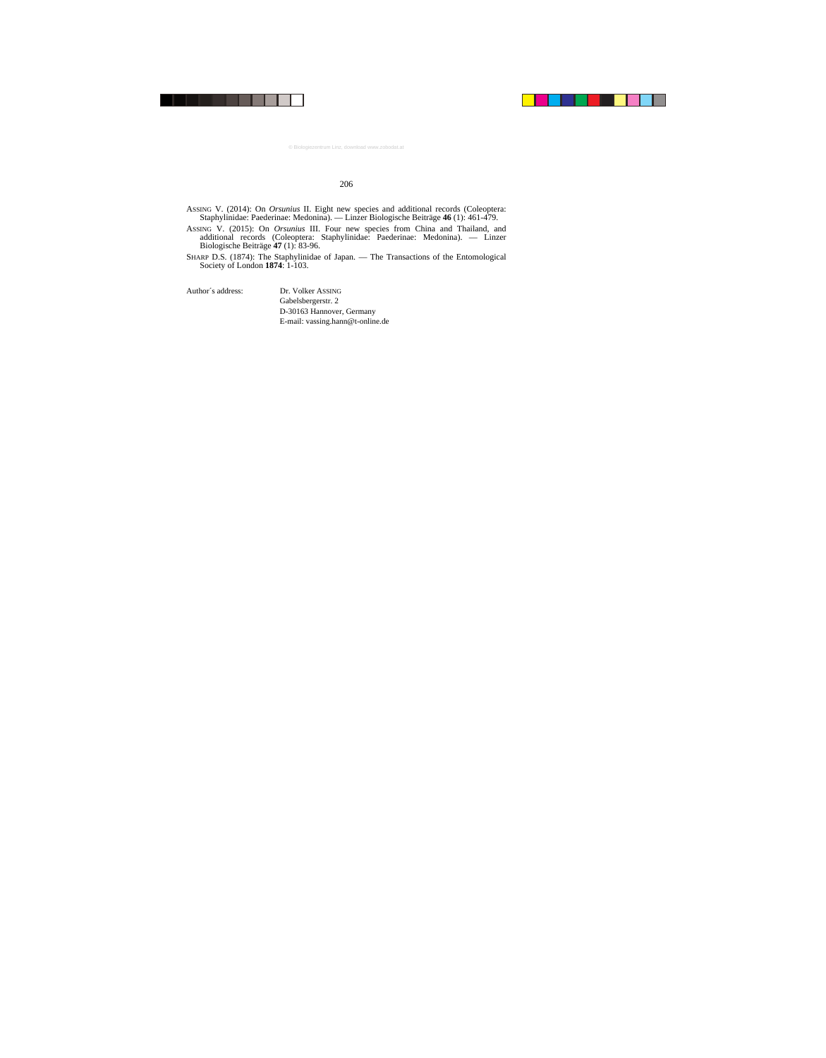ASSING V. (2014): On *Orsunius* II. Eight new species and additional records (Coleoptera: Staphylinidae: Paederinae: Medonina). — Linzer Biologische Beiträge **46** (1): 461-479.

ASSING V. (2015): On *Orsunius* III. Four new species from China and Thailand, and additional records (Coleoptera: Staphylinidae: Paederinae: Medonina). — Linzer Biologische Beiträge **47** (1): 83-96.

SHARP D.S. (1874): The Staphylinidae of Japan. — The Transactions of the Entomological Society of London **1874**: 1-103.

Author´s address: Dr. Volker ASSING
Gabelsbergerstr. 2
D-30163 Hannover, Germany
E-mail: vassing.hann@t-online.de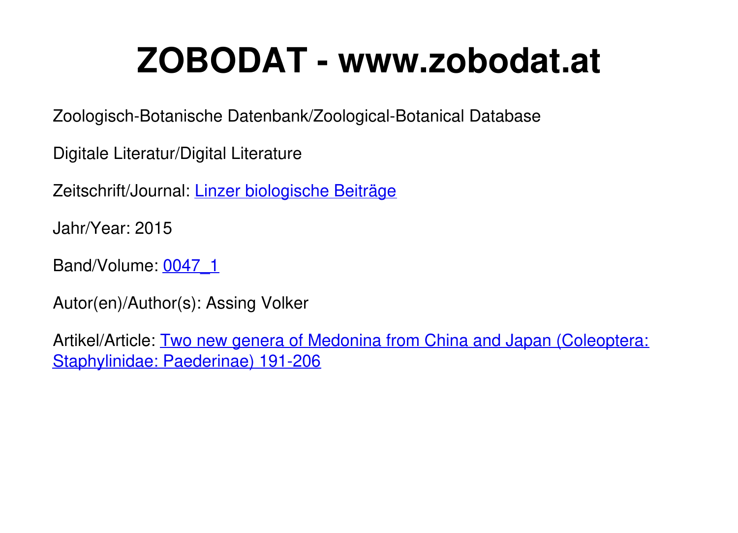# ZOBODAT - www.zobodat.at

Zoologisch-Botanische Datenbank/Zoological-Botanical Database

Digitale Literatur/Digital Literature

Zeitschrift/Journal: Linzer biologische Beiträge

Jahr/Year: 2015

Band/Volume: 0047_1

Autor(en)/Author(s): Assing Volker

Artikel/Article: Two new genera of Medonina from China and Japan (Coleoptera: Staphylinidae: Paederinae) 191-206